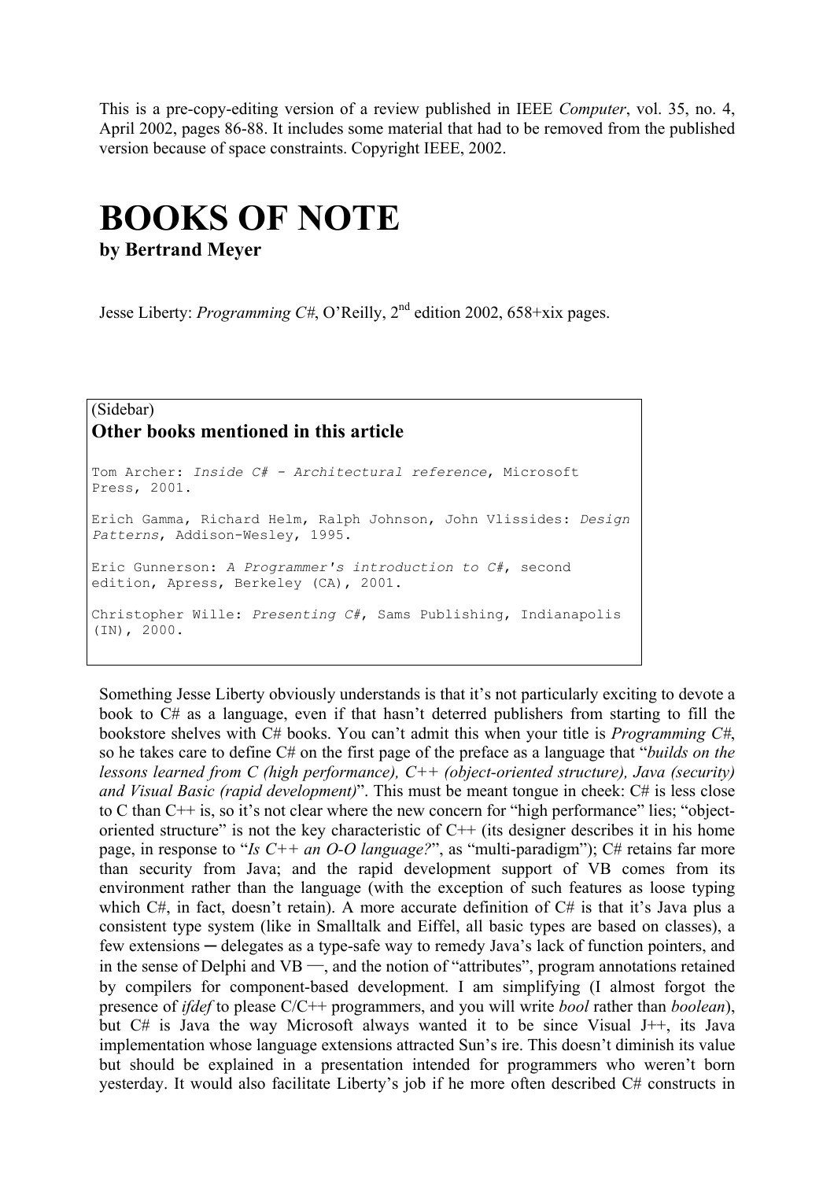This is a pre-copy-editing version of a review published in IEEE *Computer*, vol. 35, no. 4, April 2002, pages 86-88. It includes some material that had to be removed from the published version because of space constraints. Copyright IEEE, 2002.

# BOOKS OF NOTE

**by Bertrand Meyer**

Jesse Liberty: *Programming C#*, O'Reilly, 2nd edition 2002, 658+xix pages.

> (Sidebar)
> **Other books mentioned in this article**
>
> Tom Archer: *Inside C# - Architectural reference*, Microsoft Press, 2001.
>
> Erich Gamma, Richard Helm, Ralph Johnson, John Vlissides: *Design Patterns*, Addison-Wesley, 1995.
>
> Eric Gunnerson: *A Programmer's introduction to C#*, second edition, Apress, Berkeley (CA), 2001.
>
> Christopher Wille: *Presenting C#*, Sams Publishing, Indianapolis (IN), 2000.

Something Jesse Liberty obviously understands is that it's not particularly exciting to devote a book to C# as a language, even if that hasn't deterred publishers from starting to fill the bookstore shelves with C# books. You can't admit this when your title is *Programming C#*, so he takes care to define C# on the first page of the preface as a language that "*builds on the lessons learned from C (high performance), C++ (object-oriented structure), Java (security) and Visual Basic (rapid development)*". This must be meant tongue in cheek: C# is less close to C than C++ is, so it's not clear where the new concern for "high performance" lies; "object-oriented structure" is not the key characteristic of C++ (its designer describes it in his home page, in response to "*Is C++ an O-O language?*", as "multi-paradigm"); C# retains far more than security from Java; and the rapid development support of VB comes from its environment rather than the language (with the exception of such features as loose typing which C#, in fact, doesn't retain). A more accurate definition of C# is that it's Java plus a consistent type system (like in Smalltalk and Eiffel, all basic types are based on classes), a few extensions ─ delegates as a type-safe way to remedy Java's lack of function pointers, and in the sense of Delphi and VB ─, and the notion of "attributes", program annotations retained by compilers for component-based development. I am simplifying (I almost forgot the presence of *ifdef* to please C/C++ programmers, and you will write *bool* rather than *boolean*), but C# is Java the way Microsoft always wanted it to be since Visual J++, its Java implementation whose language extensions attracted Sun's ire. This doesn't diminish its value but should be explained in a presentation intended for programmers who weren't born yesterday. It would also facilitate Liberty's job if he more often described C# constructs in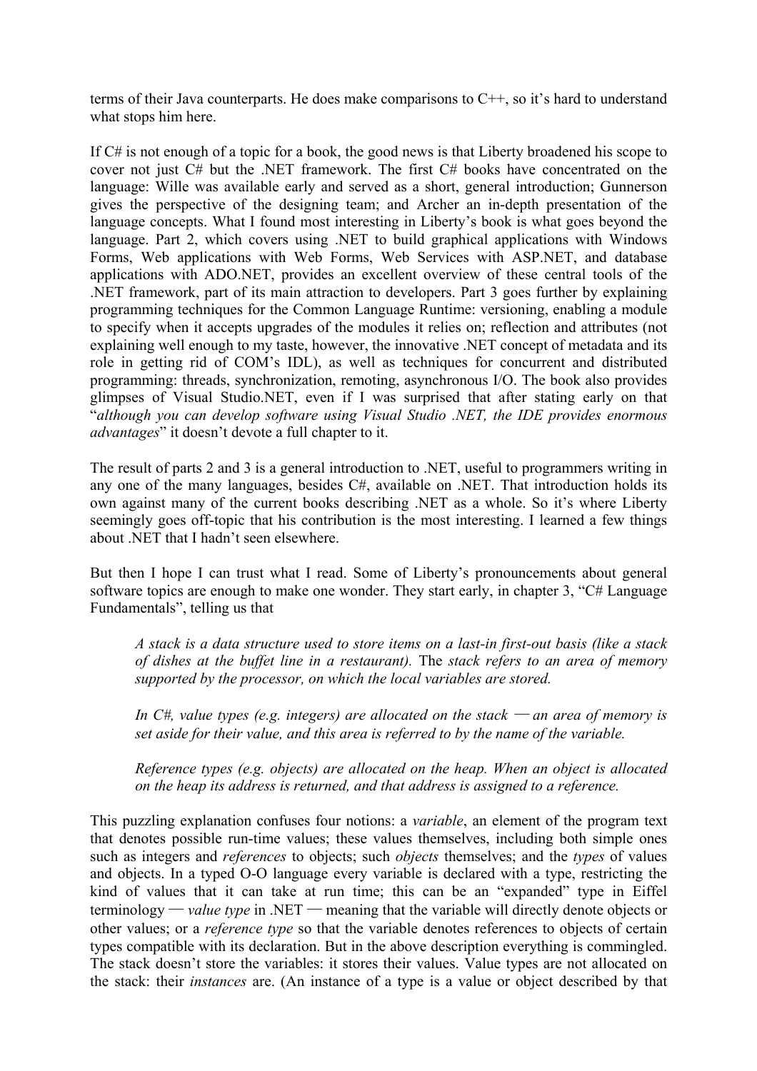terms of their Java counterparts. He does make comparisons to C++, so it's hard to understand what stops him here.

If C# is not enough of a topic for a book, the good news is that Liberty broadened his scope to cover not just C# but the .NET framework. The first C# books have concentrated on the language: Wille was available early and served as a short, general introduction; Gunnerson gives the perspective of the designing team; and Archer an in-depth presentation of the language concepts. What I found most interesting in Liberty's book is what goes beyond the language. Part 2, which covers using .NET to build graphical applications with Windows Forms, Web applications with Web Forms, Web Services with ASP.NET, and database applications with ADO.NET, provides an excellent overview of these central tools of the .NET framework, part of its main attraction to developers. Part 3 goes further by explaining programming techniques for the Common Language Runtime: versioning, enabling a module to specify when it accepts upgrades of the modules it relies on; reflection and attributes (not explaining well enough to my taste, however, the innovative .NET concept of metadata and its role in getting rid of COM's IDL), as well as techniques for concurrent and distributed programming: threads, synchronization, remoting, asynchronous I/O. The book also provides glimpses of Visual Studio.NET, even if I was surprised that after stating early on that "*although you can develop software using Visual Studio .NET, the IDE provides enormous advantages*" it doesn't devote a full chapter to it.

The result of parts 2 and 3 is a general introduction to .NET, useful to programmers writing in any one of the many languages, besides C#, available on .NET. That introduction holds its own against many of the current books describing .NET as a whole. So it's where Liberty seemingly goes off-topic that his contribution is the most interesting. I learned a few things about .NET that I hadn't seen elsewhere.

But then I hope I can trust what I read. Some of Liberty's pronouncements about general software topics are enough to make one wonder. They start early, in chapter 3, "C# Language Fundamentals", telling us that

> *A stack is a data structure used to store items on a last-in first-out basis (like a stack of dishes at the buffet line in a restaurant).* The *stack refers to an area of memory supported by the processor, on which the local variables are stored.*
>
> *In C#, value types (e.g. integers) are allocated on the stack — an area of memory is set aside for their value, and this area is referred to by the name of the variable.*
>
> *Reference types (e.g. objects) are allocated on the heap. When an object is allocated on the heap its address is returned, and that address is assigned to a reference.*

This puzzling explanation confuses four notions: a *variable*, an element of the program text that denotes possible run-time values; these values themselves, including both simple ones such as integers and *references* to objects; such *objects* themselves; and the *types* of values and objects. In a typed O-O language every variable is declared with a type, restricting the kind of values that it can take at run time; this can be an "expanded" type in Eiffel terminology — *value type* in .NET — meaning that the variable will directly denote objects or other values; or a *reference type* so that the variable denotes references to objects of certain types compatible with its declaration. But in the above description everything is commingled. The stack doesn't store the variables: it stores their values. Value types are not allocated on the stack: their *instances* are. (An instance of a type is a value or object described by that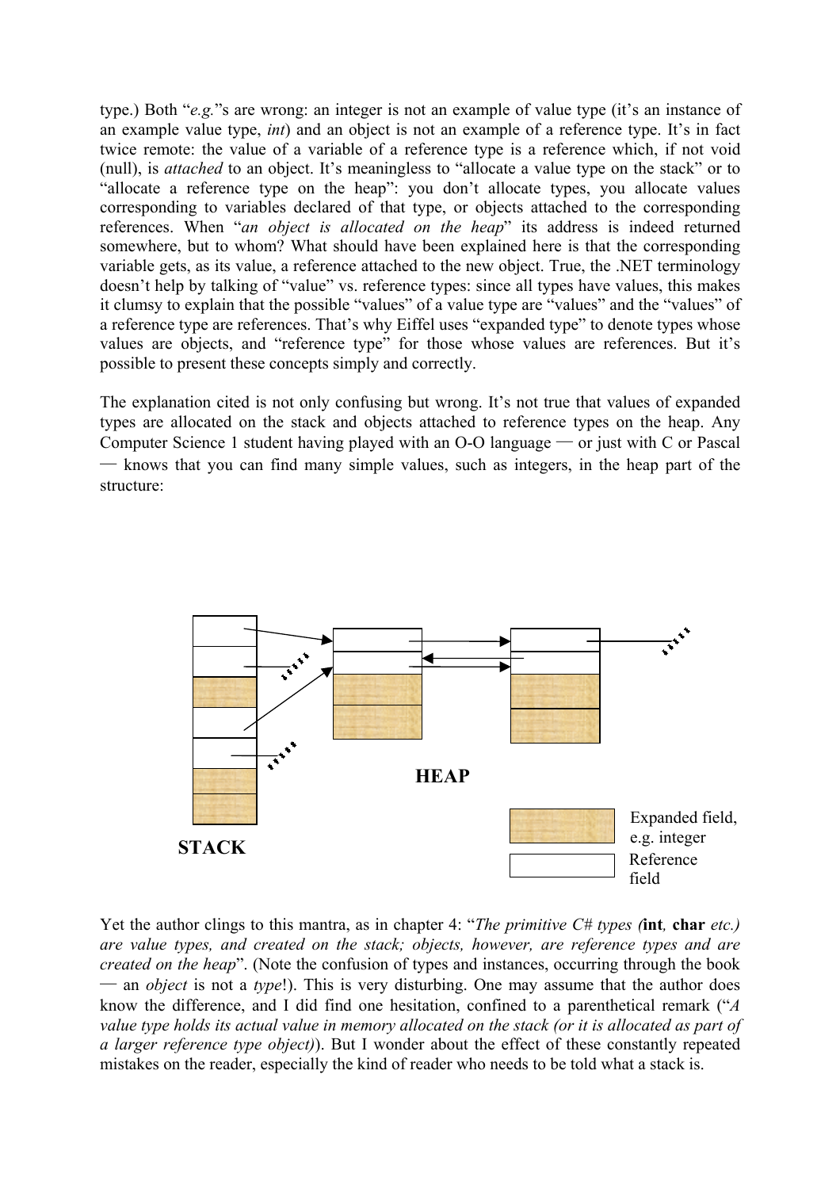type.) Both "*e.g.*"s are wrong: an integer is not an example of value type (it's an instance of an example value type, *int*) and an object is not an example of a reference type. It's in fact twice remote: the value of a variable of a reference type is a reference which, if not void (null), is *attached* to an object. It's meaningless to "allocate a value type on the stack" or to "allocate a reference type on the heap": you don't allocate types, you allocate values corresponding to variables declared of that type, or objects attached to the corresponding references. When "*an object is allocated on the heap*" its address is indeed returned somewhere, but to whom? What should have been explained here is that the corresponding variable gets, as its value, a reference attached to the new object. True, the .NET terminology doesn't help by talking of "value" vs. reference types: since all types have values, this makes it clumsy to explain that the possible "values" of a value type are "values" and the "values" of a reference type are references. That's why Eiffel uses "expanded type" to denote types whose values are objects, and "reference type" for those whose values are references. But it's possible to present these concepts simply and correctly.

The explanation cited is not only confusing but wrong. It's not true that values of expanded types are allocated on the stack and objects attached to reference types on the heap. Any Computer Science 1 student having played with an O-O language — or just with C or Pascal — knows that you can find many simple values, such as integers, in the heap part of the structure:

HEAP

STACK

Expanded field, e.g. integer

Reference field

Yet the author clings to this mantra, as in chapter 4: "*The primitive C# types (***int***,* **char** *etc.) are value types, and created on the stack; objects, however, are reference types and are created on the heap*". (Note the confusion of types and instances, occurring through the book — an *object* is not a *type*!). This is very disturbing. One may assume that the author does know the difference, and I did find one hesitation, confined to a parenthetical remark ("*A value type holds its actual value in memory allocated on the stack (or it is allocated as part of a larger reference type object)*). But I wonder about the effect of these constantly repeated mistakes on the reader, especially the kind of reader who needs to be told what a stack is.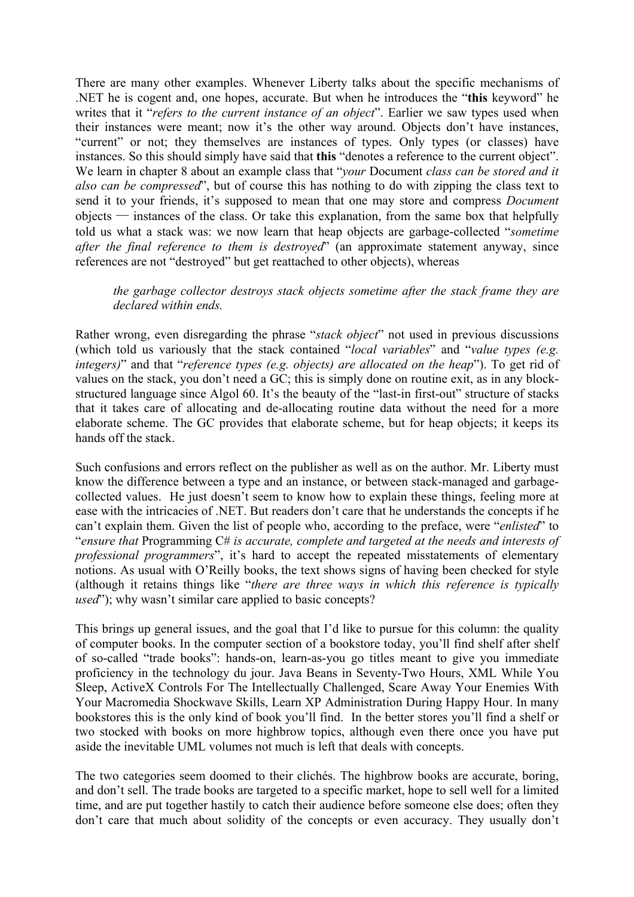There are many other examples. Whenever Liberty talks about the specific mechanisms of .NET he is cogent and, one hopes, accurate. But when he introduces the "**this** keyword" he writes that it "*refers to the current instance of an object*". Earlier we saw types used when their instances were meant; now it's the other way around. Objects don't have instances, "current" or not; they themselves are instances of types. Only types (or classes) have instances. So this should simply have said that **this** "denotes a reference to the current object". We learn in chapter 8 about an example class that "*your* Document *class can be stored and it also can be compressed*", but of course this has nothing to do with zipping the class text to send it to your friends, it's supposed to mean that one may store and compress *Document* objects — instances of the class. Or take this explanation, from the same box that helpfully told us what a stack was: we now learn that heap objects are garbage-collected "*sometime after the final reference to them is destroyed*" (an approximate statement anyway, since references are not "destroyed" but get reattached to other objects), whereas

> *the garbage collector destroys stack objects sometime after the stack frame they are declared within ends.*

Rather wrong, even disregarding the phrase "*stack object*" not used in previous discussions (which told us variously that the stack contained "*local variables*" and "*value types (e.g. integers)*" and that "*reference types (e.g. objects) are allocated on the heap*"). To get rid of values on the stack, you don't need a GC; this is simply done on routine exit, as in any block-structured language since Algol 60. It's the beauty of the "last-in first-out" structure of stacks that it takes care of allocating and de-allocating routine data without the need for a more elaborate scheme. The GC provides that elaborate scheme, but for heap objects; it keeps its hands off the stack.

Such confusions and errors reflect on the publisher as well as on the author. Mr. Liberty must know the difference between a type and an instance, or between stack-managed and garbage-collected values. He just doesn't seem to know how to explain these things, feeling more at ease with the intricacies of .NET. But readers don't care that he understands the concepts if he can't explain them. Given the list of people who, according to the preface, were "*enlisted*" to "*ensure that* Programming C# *is accurate, complete and targeted at the needs and interests of professional programmers*", it's hard to accept the repeated misstatements of elementary notions. As usual with O'Reilly books, the text shows signs of having been checked for style (although it retains things like "*there are three ways in which this reference is typically used*"); why wasn't similar care applied to basic concepts?

This brings up general issues, and the goal that I'd like to pursue for this column: the quality of computer books. In the computer section of a bookstore today, you'll find shelf after shelf of so-called "trade books": hands-on, learn-as-you go titles meant to give you immediate proficiency in the technology du jour. Java Beans in Seventy-Two Hours, XML While You Sleep, ActiveX Controls For The Intellectually Challenged, Scare Away Your Enemies With Your Macromedia Shockwave Skills, Learn XP Administration During Happy Hour. In many bookstores this is the only kind of book you'll find. In the better stores you'll find a shelf or two stocked with books on more highbrow topics, although even there once you have put aside the inevitable UML volumes not much is left that deals with concepts.

The two categories seem doomed to their clichés. The highbrow books are accurate, boring, and don't sell. The trade books are targeted to a specific market, hope to sell well for a limited time, and are put together hastily to catch their audience before someone else does; often they don't care that much about solidity of the concepts or even accuracy. They usually don't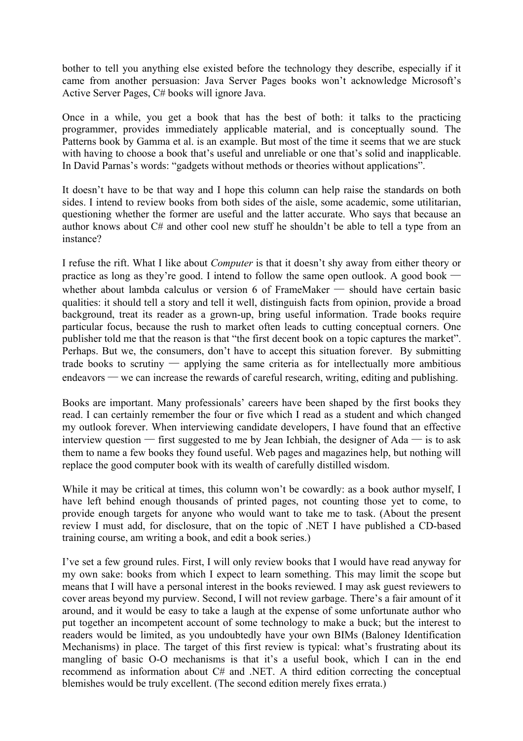bother to tell you anything else existed before the technology they describe, especially if it came from another persuasion: Java Server Pages books won't acknowledge Microsoft's Active Server Pages, C# books will ignore Java.

Once in a while, you get a book that has the best of both: it talks to the practicing programmer, provides immediately applicable material, and is conceptually sound. The Patterns book by Gamma et al. is an example. But most of the time it seems that we are stuck with having to choose a book that's useful and unreliable or one that's solid and inapplicable. In David Parnas's words: "gadgets without methods or theories without applications".

It doesn't have to be that way and I hope this column can help raise the standards on both sides. I intend to review books from both sides of the aisle, some academic, some utilitarian, questioning whether the former are useful and the latter accurate. Who says that because an author knows about C# and other cool new stuff he shouldn't be able to tell a type from an instance?

I refuse the rift. What I like about *Computer* is that it doesn't shy away from either theory or practice as long as they're good. I intend to follow the same open outlook. A good book — whether about lambda calculus or version 6 of FrameMaker — should have certain basic qualities: it should tell a story and tell it well, distinguish facts from opinion, provide a broad background, treat its reader as a grown-up, bring useful information. Trade books require particular focus, because the rush to market often leads to cutting conceptual corners. One publisher told me that the reason is that "the first decent book on a topic captures the market". Perhaps. But we, the consumers, don't have to accept this situation forever. By submitting trade books to scrutiny — applying the same criteria as for intellectually more ambitious endeavors — we can increase the rewards of careful research, writing, editing and publishing.

Books are important. Many professionals' careers have been shaped by the first books they read. I can certainly remember the four or five which I read as a student and which changed my outlook forever. When interviewing candidate developers, I have found that an effective interview question — first suggested to me by Jean Ichbiah, the designer of Ada — is to ask them to name a few books they found useful. Web pages and magazines help, but nothing will replace the good computer book with its wealth of carefully distilled wisdom.

While it may be critical at times, this column won't be cowardly: as a book author myself, I have left behind enough thousands of printed pages, not counting those yet to come, to provide enough targets for anyone who would want to take me to task. (About the present review I must add, for disclosure, that on the topic of .NET I have published a CD-based training course, am writing a book, and edit a book series.)

I've set a few ground rules. First, I will only review books that I would have read anyway for my own sake: books from which I expect to learn something. This may limit the scope but means that I will have a personal interest in the books reviewed. I may ask guest reviewers to cover areas beyond my purview. Second, I will not review garbage. There's a fair amount of it around, and it would be easy to take a laugh at the expense of some unfortunate author who put together an incompetent account of some technology to make a buck; but the interest to readers would be limited, as you undoubtedly have your own BIMs (Baloney Identification Mechanisms) in place. The target of this first review is typical: what's frustrating about its mangling of basic O-O mechanisms is that it's a useful book, which I can in the end recommend as information about C# and .NET. A third edition correcting the conceptual blemishes would be truly excellent. (The second edition merely fixes errata.)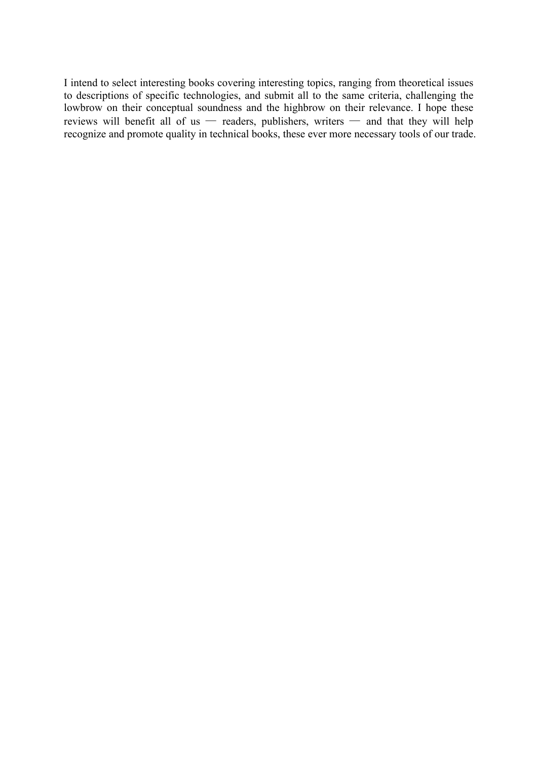I intend to select interesting books covering interesting topics, ranging from theoretical issues to descriptions of specific technologies, and submit all to the same criteria, challenging the lowbrow on their conceptual soundness and the highbrow on their relevance. I hope these reviews will benefit all of us — readers, publishers, writers — and that they will help recognize and promote quality in technical books, these ever more necessary tools of our trade.